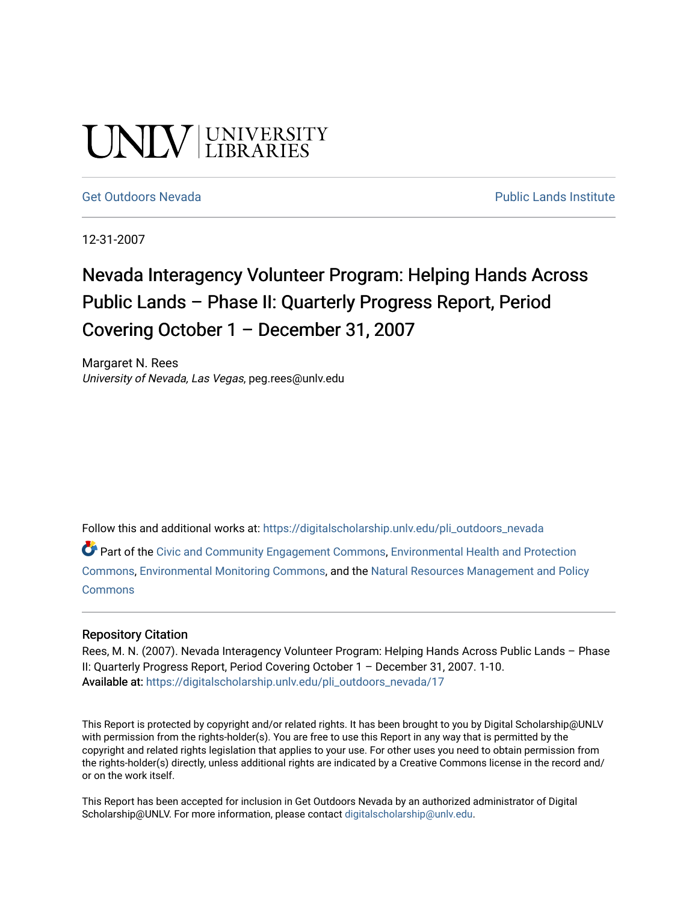UNLV | UNIVERSITY LIBRARIES

Get Outdoors Nevada | Public Lands Institute

12-31-2007

# Nevada Interagency Volunteer Program: Helping Hands Across Public Lands – Phase II: Quarterly Progress Report, Period Covering October 1 – December 31, 2007

Margaret N. Rees
*University of Nevada, Las Vegas*, peg.rees@unlv.edu

Follow this and additional works at: https://digitalscholarship.unlv.edu/pli_outdoors_nevada

Part of the Civic and Community Engagement Commons, Environmental Health and Protection Commons, Environmental Monitoring Commons, and the Natural Resources Management and Policy Commons

## Repository Citation

Rees, M. N. (2007). Nevada Interagency Volunteer Program: Helping Hands Across Public Lands – Phase II: Quarterly Progress Report, Period Covering October 1 – December 31, 2007. 1-10.
**Available at:** https://digitalscholarship.unlv.edu/pli_outdoors_nevada/17

This Report is protected by copyright and/or related rights. It has been brought to you by Digital Scholarship@UNLV with permission from the rights-holder(s). You are free to use this Report in any way that is permitted by the copyright and related rights legislation that applies to your use. For other uses you need to obtain permission from the rights-holder(s) directly, unless additional rights are indicated by a Creative Commons license in the record and/or on the work itself.

This Report has been accepted for inclusion in Get Outdoors Nevada by an authorized administrator of Digital Scholarship@UNLV. For more information, please contact digitalscholarship@unlv.edu.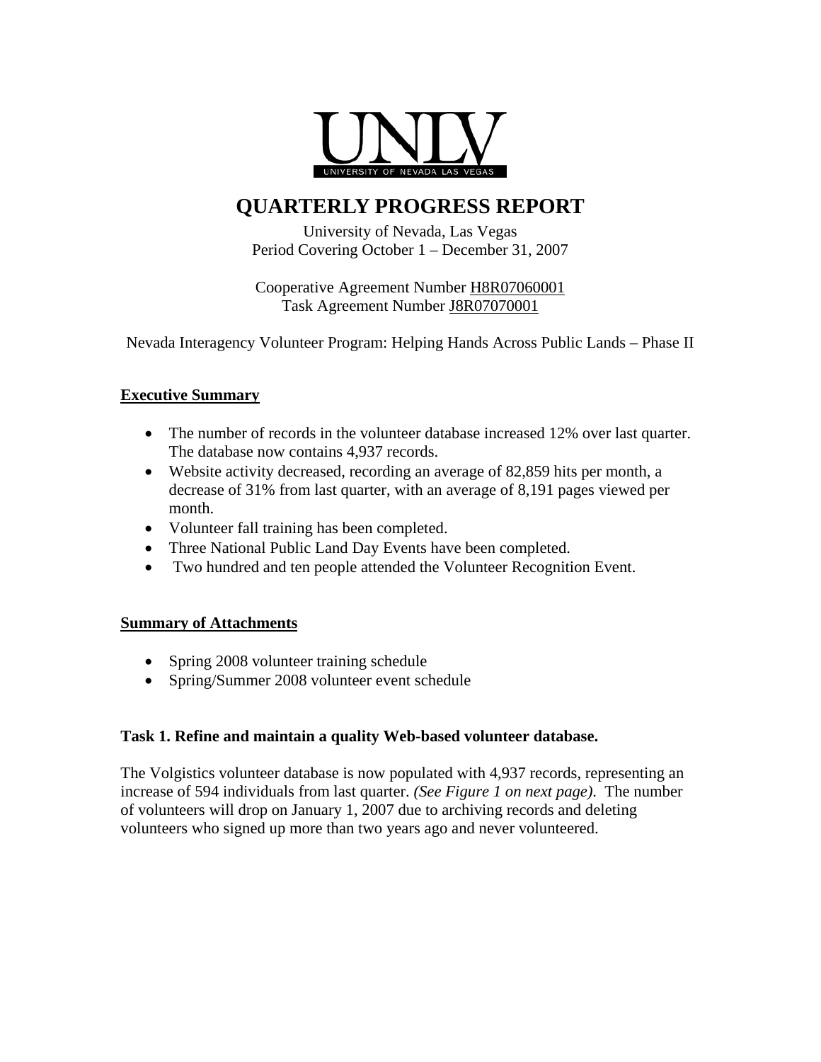UNLV
UNIVERSITY OF NEVADA LAS VEGAS

# QUARTERLY PROGRESS REPORT

University of Nevada, Las Vegas
Period Covering October 1 – December 31, 2007

Cooperative Agreement Number H8R07060001
Task Agreement Number J8R07070001

Nevada Interagency Volunteer Program: Helping Hands Across Public Lands – Phase II

## Executive Summary

- The number of records in the volunteer database increased 12% over last quarter. The database now contains 4,937 records.
- Website activity decreased, recording an average of 82,859 hits per month, a decrease of 31% from last quarter, with an average of 8,191 pages viewed per month.
- Volunteer fall training has been completed.
- Three National Public Land Day Events have been completed.
- Two hundred and ten people attended the Volunteer Recognition Event.

## Summary of Attachments

- Spring 2008 volunteer training schedule
- Spring/Summer 2008 volunteer event schedule

### Task 1. Refine and maintain a quality Web-based volunteer database.

The Volgistics volunteer database is now populated with 4,937 records, representing an increase of 594 individuals from last quarter. *(See Figure 1 on next page)*. The number of volunteers will drop on January 1, 2007 due to archiving records and deleting volunteers who signed up more than two years ago and never volunteered.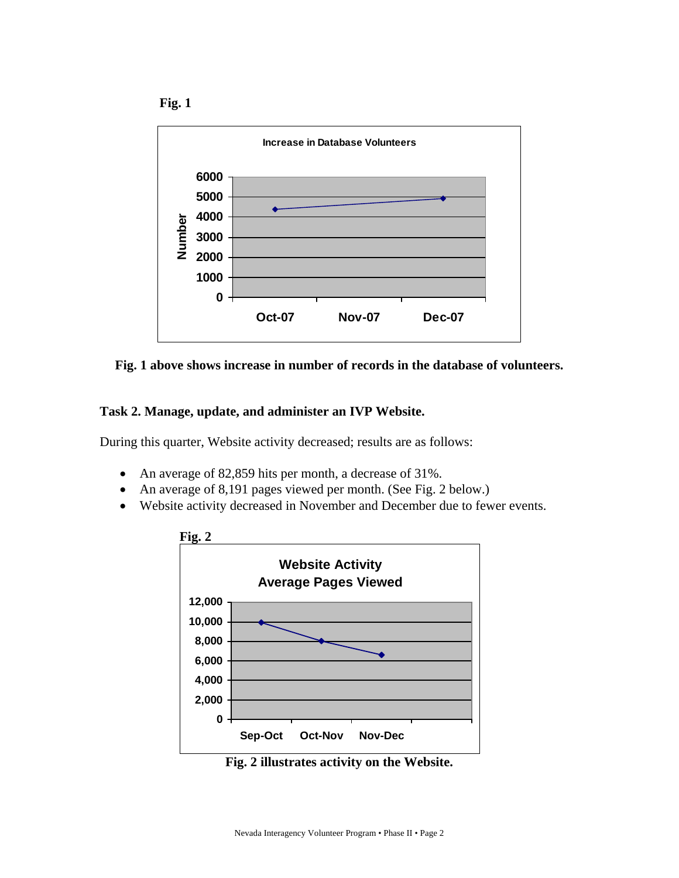**Fig. 1**

**Fig. 1 above shows increase in number of records in the database of volunteers.**

**Task 2. Manage, update, and administer an IVP Website.**

During this quarter, Website activity decreased; results are as follows:

- An average of 82,859 hits per month, a decrease of 31%.
- An average of 8,191 pages viewed per month. (See Fig. 2 below.)
- Website activity decreased in November and December due to fewer events.

**Fig. 2**

**Fig. 2 illustrates activity on the Website.**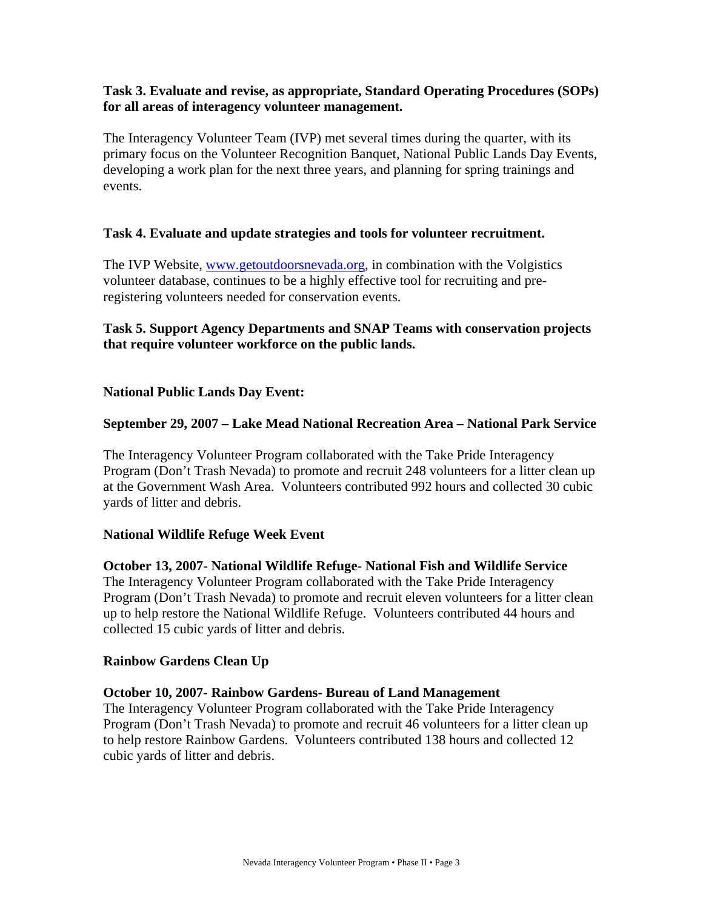**Task 3. Evaluate and revise, as appropriate, Standard Operating Procedures (SOPs) for all areas of interagency volunteer management.**

The Interagency Volunteer Team (IVP) met several times during the quarter, with its primary focus on the Volunteer Recognition Banquet, National Public Lands Day Events, developing a work plan for the next three years, and planning for spring trainings and events.

**Task 4. Evaluate and update strategies and tools for volunteer recruitment.**

The IVP Website, www.getoutdoorsnevada.org, in combination with the Volgistics volunteer database, continues to be a highly effective tool for recruiting and pre-registering volunteers needed for conservation events.

**Task 5. Support Agency Departments and SNAP Teams with conservation projects that require volunteer workforce on the public lands.**

**National Public Lands Day Event:**

**September 29, 2007 – Lake Mead National Recreation Area – National Park Service**

The Interagency Volunteer Program collaborated with the Take Pride Interagency Program (Don't Trash Nevada) to promote and recruit 248 volunteers for a litter clean up at the Government Wash Area. Volunteers contributed 992 hours and collected 30 cubic yards of litter and debris.

**National Wildlife Refuge Week Event**

**October 13, 2007- National Wildlife Refuge- National Fish and Wildlife Service**

The Interagency Volunteer Program collaborated with the Take Pride Interagency Program (Don't Trash Nevada) to promote and recruit eleven volunteers for a litter clean up to help restore the National Wildlife Refuge. Volunteers contributed 44 hours and collected 15 cubic yards of litter and debris.

**Rainbow Gardens Clean Up**

**October 10, 2007- Rainbow Gardens- Bureau of Land Management**

The Interagency Volunteer Program collaborated with the Take Pride Interagency Program (Don't Trash Nevada) to promote and recruit 46 volunteers for a litter clean up to help restore Rainbow Gardens. Volunteers contributed 138 hours and collected 12 cubic yards of litter and debris.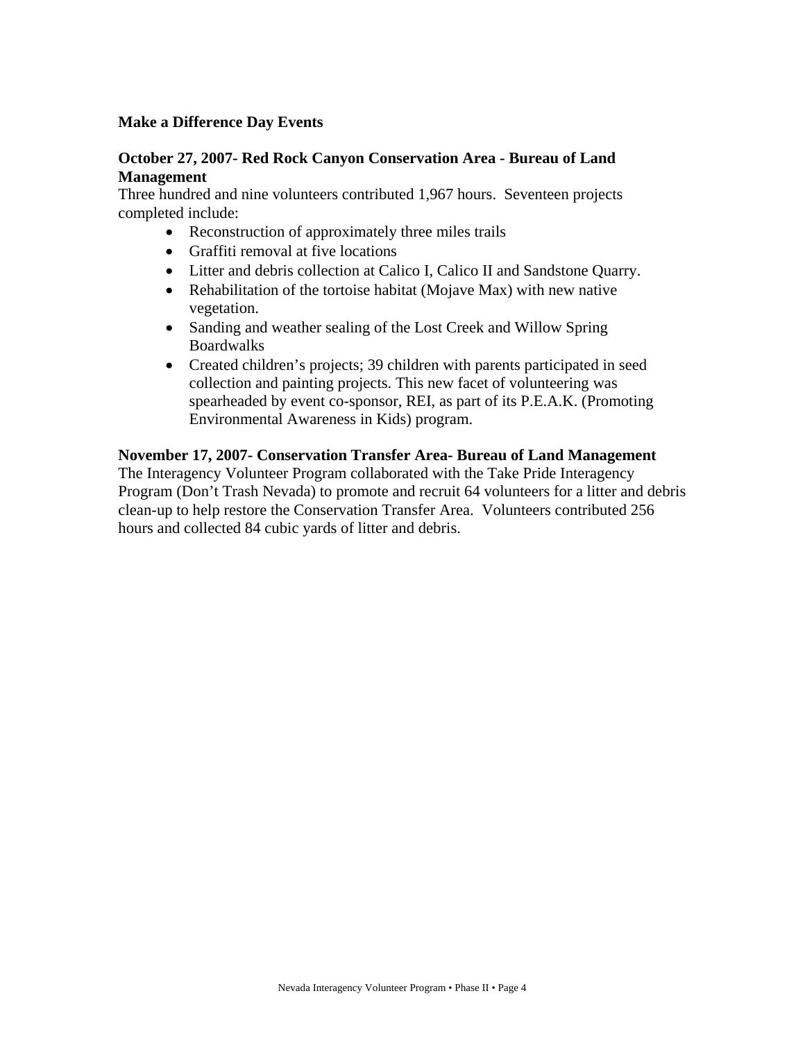**Make a Difference Day Events**

**October 27, 2007- Red Rock Canyon Conservation Area - Bureau of Land Management**

Three hundred and nine volunteers contributed 1,967 hours. Seventeen projects completed include:

- Reconstruction of approximately three miles trails
- Graffiti removal at five locations
- Litter and debris collection at Calico I, Calico II and Sandstone Quarry.
- Rehabilitation of the tortoise habitat (Mojave Max) with new native vegetation.
- Sanding and weather sealing of the Lost Creek and Willow Spring Boardwalks
- Created children's projects; 39 children with parents participated in seed collection and painting projects. This new facet of volunteering was spearheaded by event co-sponsor, REI, as part of its P.E.A.K. (Promoting Environmental Awareness in Kids) program.

**November 17, 2007- Conservation Transfer Area- Bureau of Land Management**

The Interagency Volunteer Program collaborated with the Take Pride Interagency Program (Don't Trash Nevada) to promote and recruit 64 volunteers for a litter and debris clean-up to help restore the Conservation Transfer Area. Volunteers contributed 256 hours and collected 84 cubic yards of litter and debris.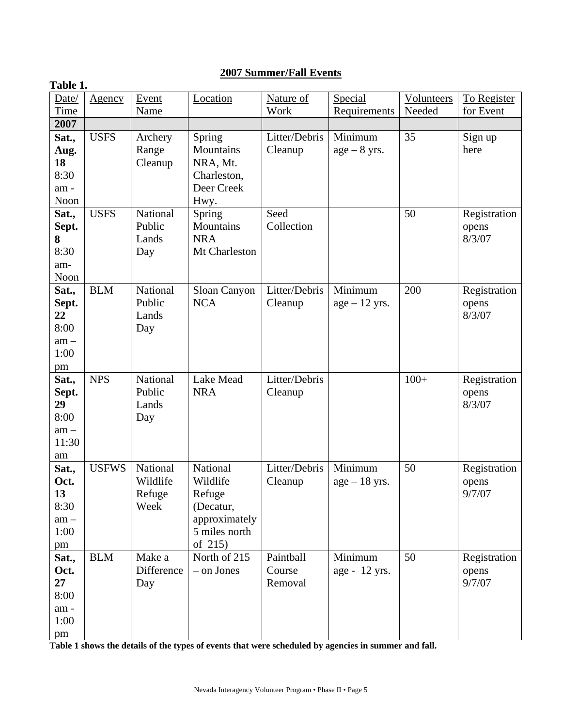## 2007 Summer/Fall Events

**Table 1.**

| Date/ Time | Agency | Event Name | Location | Nature of Work | Special Requirements | Volunteers Needed | To Register for Event |
|---|---|---|---|---|---|---|---|
| **2007** | | | | | | | |
| **Sat., Aug. 18** 8:30 am - Noon | USFS | Archery Range Cleanup | Spring Mountains NRA, Mt. Charleston, Deer Creek Hwy. | Litter/Debris Cleanup | Minimum age – 8 yrs. | 35 | Sign up here |
| **Sat., Sept. 8** 8:30 am- Noon | USFS | National Public Lands Day | Spring Mountains NRA Mt Charleston | Seed Collection | | 50 | Registration opens 8/3/07 |
| **Sat., Sept. 22** 8:00 am – 1:00 pm | BLM | National Public Lands Day | Sloan Canyon NCA | Litter/Debris Cleanup | Minimum age – 12 yrs. | 200 | Registration opens 8/3/07 |
| **Sat., Sept. 29** 8:00 am – 11:30 am | NPS | National Public Lands Day | Lake Mead NRA | Litter/Debris Cleanup | | 100+ | Registration opens 8/3/07 |
| **Sat., Oct. 13** 8:30 am – 1:00 pm | USFWS | National Wildlife Refuge Week | National Wildlife Refuge (Decatur, approximately 5 miles north of 215) | Litter/Debris Cleanup | Minimum age – 18 yrs. | 50 | Registration opens 9/7/07 |
| **Sat., Oct. 27** 8:00 am - 1:00 pm | BLM | Make a Difference Day | North of 215 – on Jones | Paintball Course Removal | Minimum age - 12 yrs. | 50 | Registration opens 9/7/07 |

**Table 1 shows the details of the types of events that were scheduled by agencies in summer and fall.**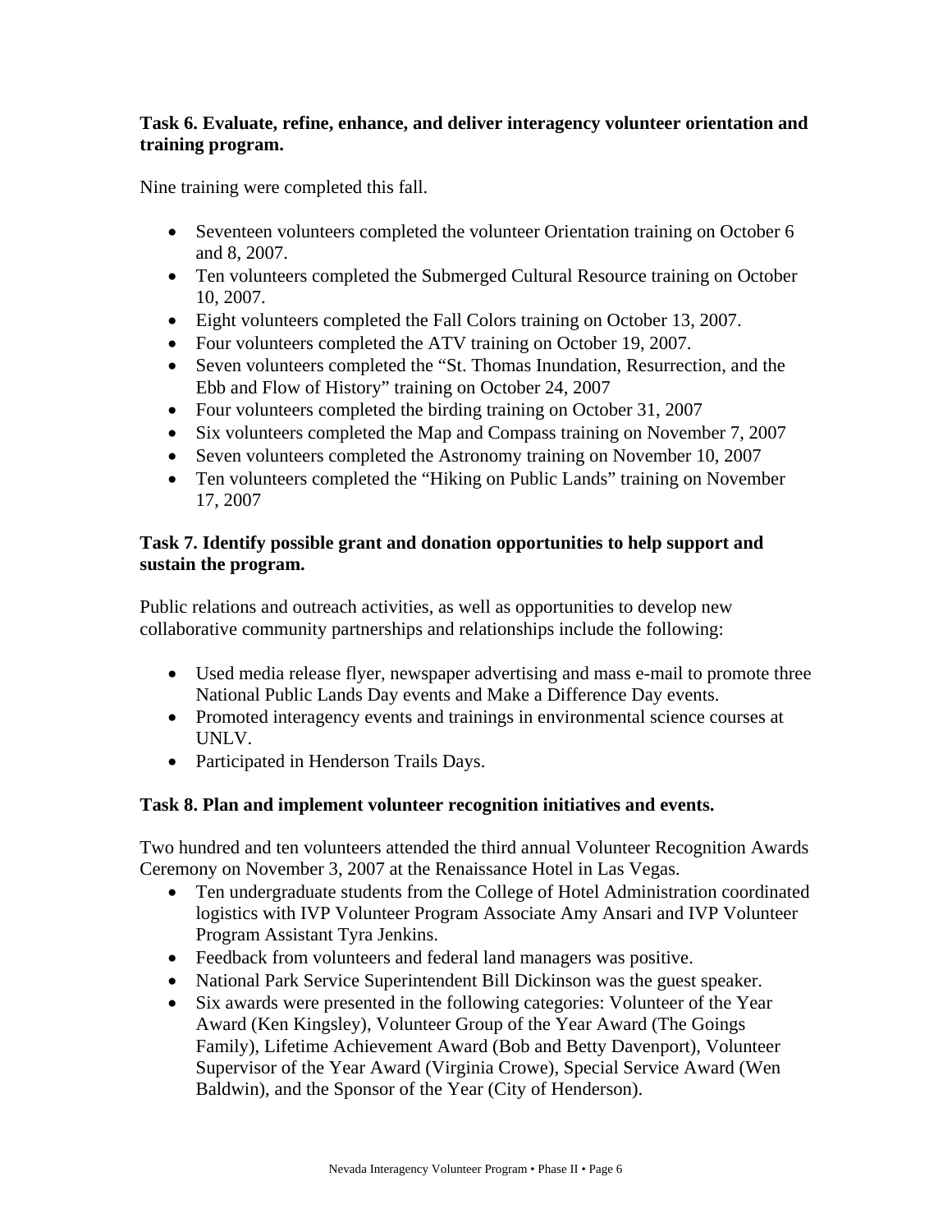**Task 6. Evaluate, refine, enhance, and deliver interagency volunteer orientation and training program.**

Nine training were completed this fall.

- Seventeen volunteers completed the volunteer Orientation training on October 6 and 8, 2007.
- Ten volunteers completed the Submerged Cultural Resource training on October 10, 2007.
- Eight volunteers completed the Fall Colors training on October 13, 2007.
- Four volunteers completed the ATV training on October 19, 2007.
- Seven volunteers completed the "St. Thomas Inundation, Resurrection, and the Ebb and Flow of History" training on October 24, 2007
- Four volunteers completed the birding training on October 31, 2007
- Six volunteers completed the Map and Compass training on November 7, 2007
- Seven volunteers completed the Astronomy training on November 10, 2007
- Ten volunteers completed the "Hiking on Public Lands" training on November 17, 2007

**Task 7. Identify possible grant and donation opportunities to help support and sustain the program.**

Public relations and outreach activities, as well as opportunities to develop new collaborative community partnerships and relationships include the following:

- Used media release flyer, newspaper advertising and mass e-mail to promote three National Public Lands Day events and Make a Difference Day events.
- Promoted interagency events and trainings in environmental science courses at UNLV.
- Participated in Henderson Trails Days.

**Task 8. Plan and implement volunteer recognition initiatives and events.**

Two hundred and ten volunteers attended the third annual Volunteer Recognition Awards Ceremony on November 3, 2007 at the Renaissance Hotel in Las Vegas.

- Ten undergraduate students from the College of Hotel Administration coordinated logistics with IVP Volunteer Program Associate Amy Ansari and IVP Volunteer Program Assistant Tyra Jenkins.
- Feedback from volunteers and federal land managers was positive.
- National Park Service Superintendent Bill Dickinson was the guest speaker.
- Six awards were presented in the following categories: Volunteer of the Year Award (Ken Kingsley), Volunteer Group of the Year Award (The Goings Family), Lifetime Achievement Award (Bob and Betty Davenport), Volunteer Supervisor of the Year Award (Virginia Crowe), Special Service Award (Wen Baldwin), and the Sponsor of the Year (City of Henderson).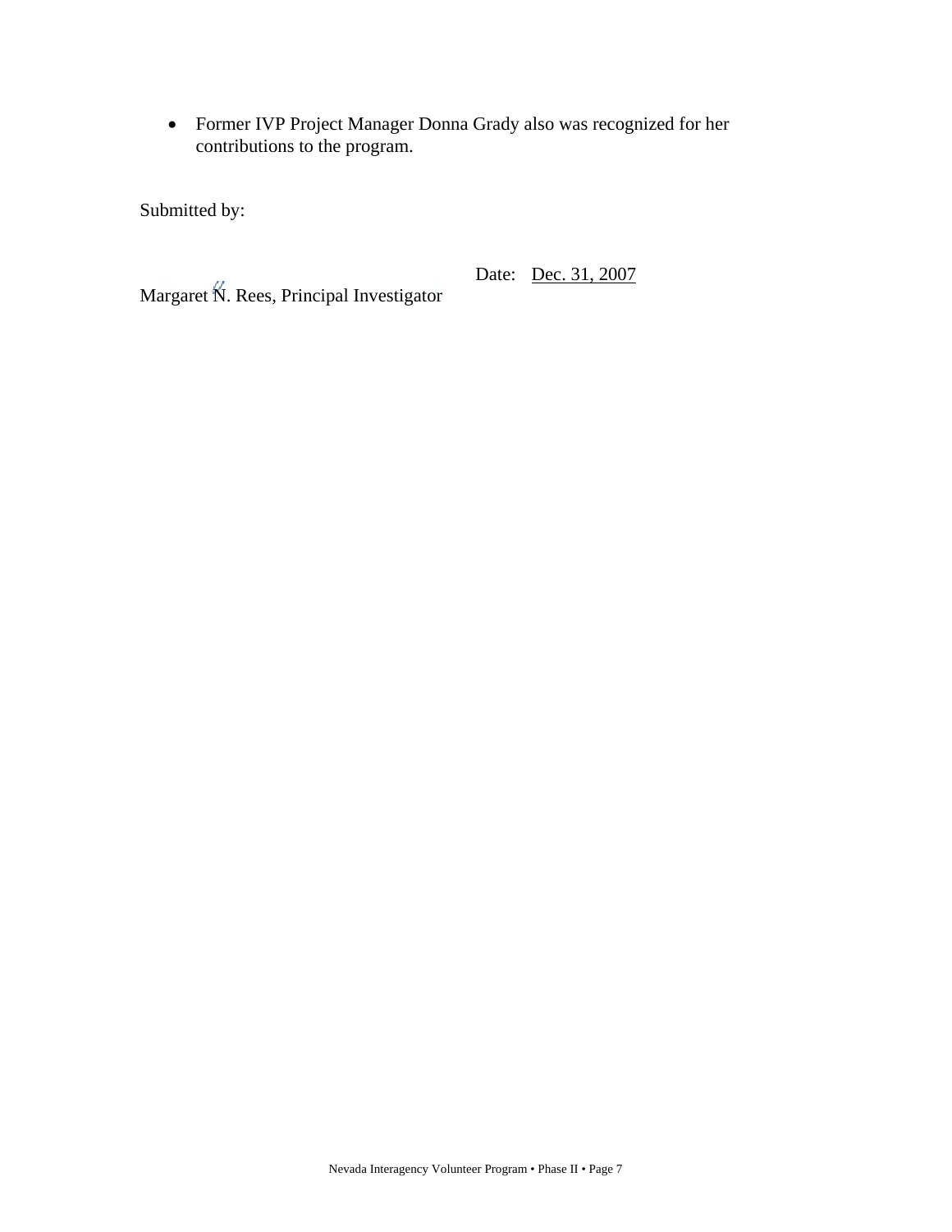- Former IVP Project Manager Donna Grady also was recognized for her contributions to the program.

Submitted by:

Date: Dec. 31, 2007

Margaret N. Rees, Principal Investigator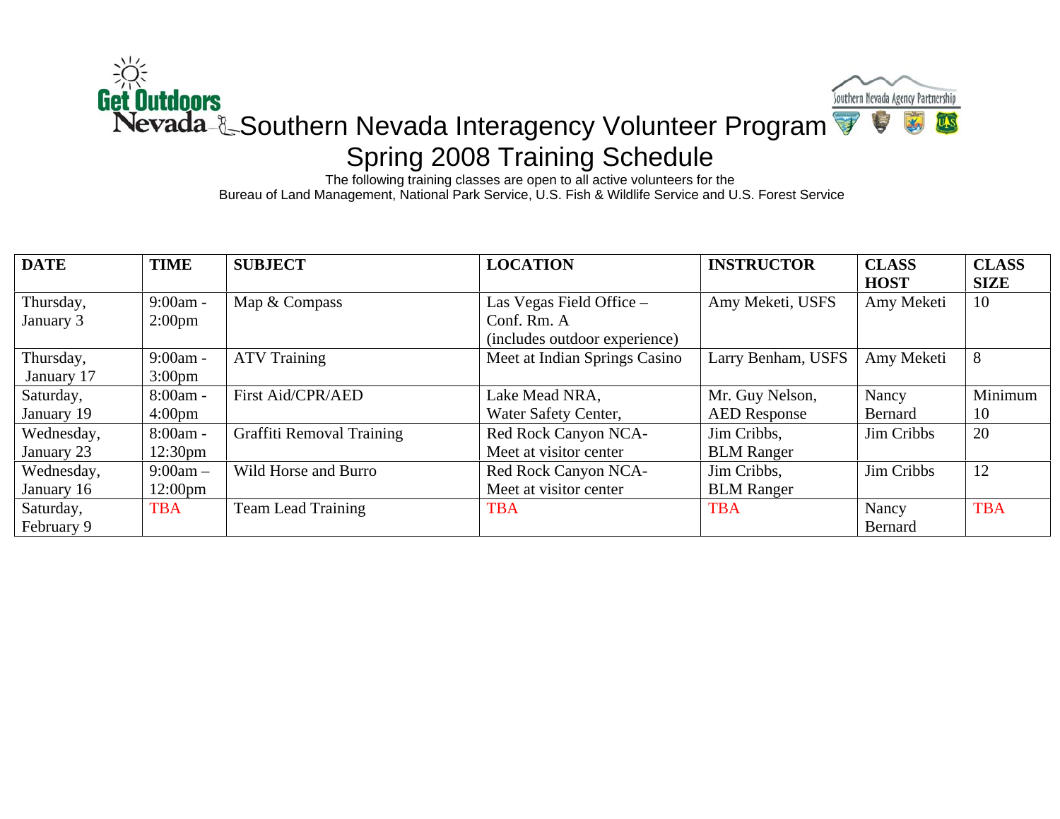# Southern Nevada Interagency Volunteer Program

## Spring 2008 Training Schedule

The following training classes are open to all active volunteers for the Bureau of Land Management, National Park Service, U.S. Fish & Wildlife Service and U.S. Forest Service

| DATE | TIME | SUBJECT | LOCATION | INSTRUCTOR | CLASS HOST | CLASS SIZE |
|---|---|---|---|---|---|---|
| Thursday, January 3 | 9:00am - 2:00pm | Map & Compass | Las Vegas Field Office – Conf. Rm. A (includes outdoor experience) | Amy Meketi, USFS | Amy Meketi | 10 |
| Thursday, January 17 | 9:00am - 3:00pm | ATV Training | Meet at Indian Springs Casino | Larry Benham, USFS | Amy Meketi | 8 |
| Saturday, January 19 | 8:00am - 4:00pm | First Aid/CPR/AED | Lake Mead NRA, Water Safety Center, | Mr. Guy Nelson, AED Response | Nancy Bernard | Minimum 10 |
| Wednesday, January 23 | 8:00am - 12:30pm | Graffiti Removal Training | Red Rock Canyon NCA- Meet at visitor center | Jim Cribbs, BLM Ranger | Jim Cribbs | 20 |
| Wednesday, January 16 | 9:00am – 12:00pm | Wild Horse and Burro | Red Rock Canyon NCA- Meet at visitor center | Jim Cribbs, BLM Ranger | Jim Cribbs | 12 |
| Saturday, February 9 | TBA | Team Lead Training | TBA | TBA | Nancy Bernard | TBA |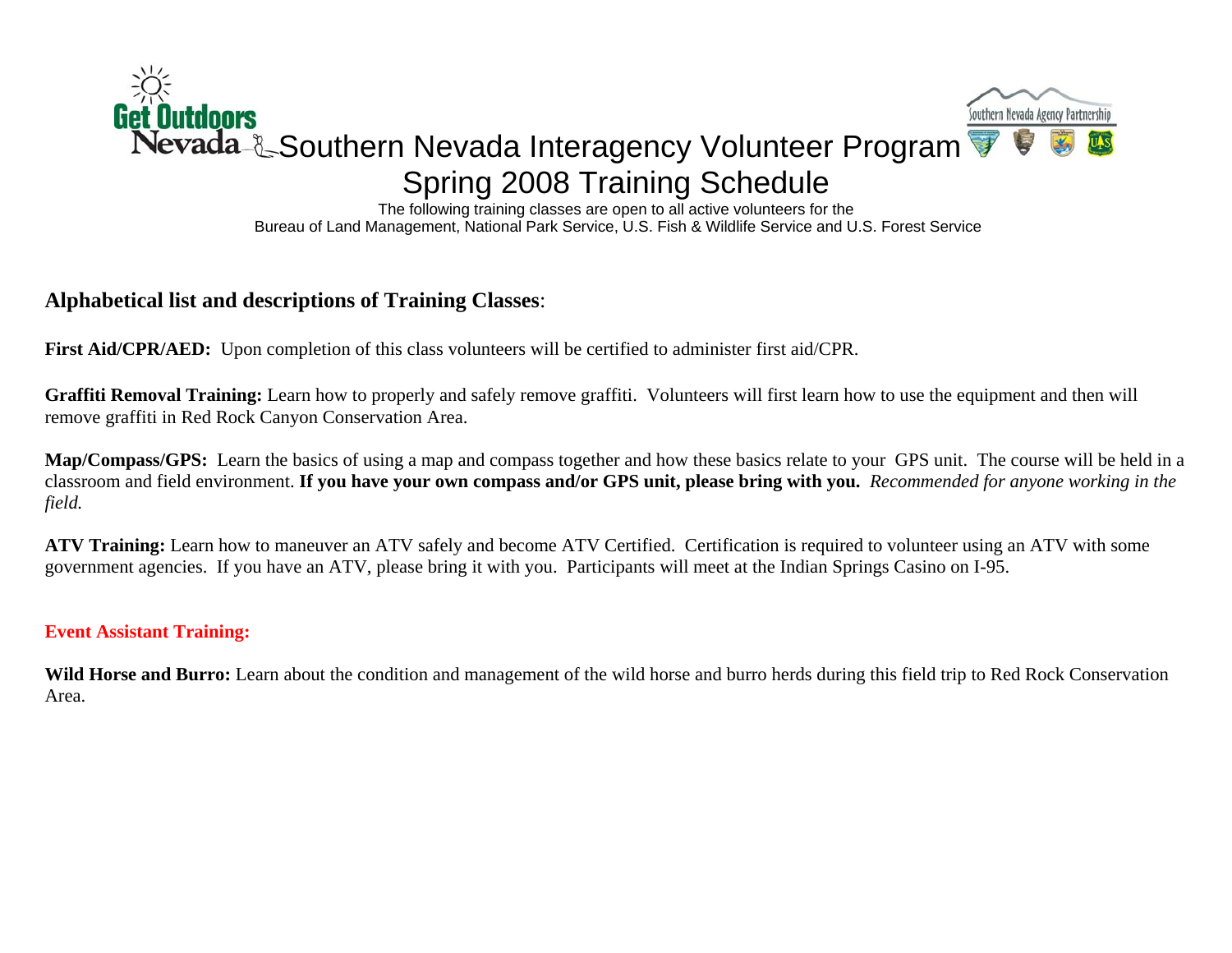# Southern Nevada Interagency Volunteer Program

## Spring 2008 Training Schedule

The following training classes are open to all active volunteers for the
Bureau of Land Management, National Park Service, U.S. Fish & Wildlife Service and U.S. Forest Service

### Alphabetical list and descriptions of Training Classes:

**First Aid/CPR/AED:** Upon completion of this class volunteers will be certified to administer first aid/CPR.

**Graffiti Removal Training:** Learn how to properly and safely remove graffiti. Volunteers will first learn how to use the equipment and then will remove graffiti in Red Rock Canyon Conservation Area.

**Map/Compass/GPS:** Learn the basics of using a map and compass together and how these basics relate to your GPS unit. The course will be held in a classroom and field environment. **If you have your own compass and/or GPS unit, please bring with you.** *Recommended for anyone working in the field.*

**ATV Training:** Learn how to maneuver an ATV safely and become ATV Certified. Certification is required to volunteer using an ATV with some government agencies. If you have an ATV, please bring it with you. Participants will meet at the Indian Springs Casino on I-95.

**Event Assistant Training:**

**Wild Horse and Burro:** Learn about the condition and management of the wild horse and burro herds during this field trip to Red Rock Conservation Area.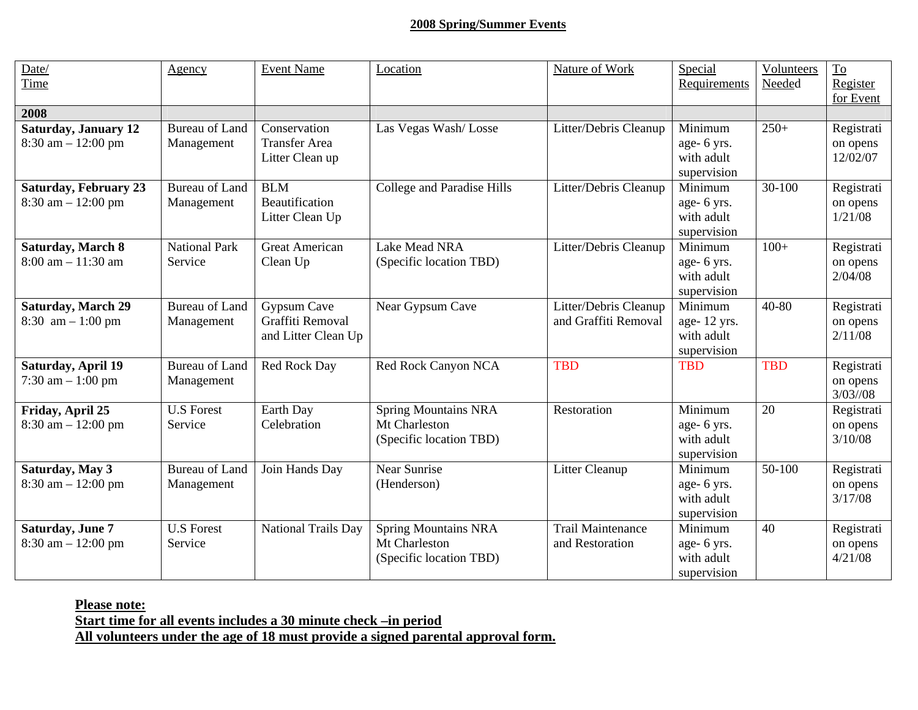## 2008 Spring/Summer Events

| Date/ Time | Agency | Event Name | Location | Nature of Work | Special Requirements | Volunteers Needed | To Register for Event |
|---|---|---|---|---|---|---|---|
| **2008** | | | | | | | |
| **Saturday, January 12** 8:30 am – 12:00 pm | Bureau of Land Management | Conservation Transfer Area Litter Clean up | Las Vegas Wash/ Losse | Litter/Debris Cleanup | Minimum age- 6 yrs. with adult supervision | 250+ | Registration opens 12/02/07 |
| **Saturday, February 23** 8:30 am – 12:00 pm | Bureau of Land Management | BLM Beautification Litter Clean Up | College and Paradise Hills | Litter/Debris Cleanup | Minimum age- 6 yrs. with adult supervision | 30-100 | Registration opens 1/21/08 |
| **Saturday, March 8** 8:00 am – 11:30 am | National Park Service | Great American Clean Up | Lake Mead NRA (Specific location TBD) | Litter/Debris Cleanup | Minimum age- 6 yrs. with adult supervision | 100+ | Registration opens 2/04/08 |
| **Saturday, March 29** 8:30 am – 1:00 pm | Bureau of Land Management | Gypsum Cave Graffiti Removal and Litter Clean Up | Near Gypsum Cave | Litter/Debris Cleanup and Graffiti Removal | Minimum age- 12 yrs. with adult supervision | 40-80 | Registration opens 2/11/08 |
| **Saturday, April 19** 7:30 am – 1:00 pm | Bureau of Land Management | Red Rock Day | Red Rock Canyon NCA | TBD | TBD | TBD | Registration opens 3/03//08 |
| **Friday, April 25** 8:30 am – 12:00 pm | U.S Forest Service | Earth Day Celebration | Spring Mountains NRA Mt Charleston (Specific location TBD) | Restoration | Minimum age- 6 yrs. with adult supervision | 20 | Registration opens 3/10/08 |
| **Saturday, May 3** 8:30 am – 12:00 pm | Bureau of Land Management | Join Hands Day | Near Sunrise (Henderson) | Litter Cleanup | Minimum age- 6 yrs. with adult supervision | 50-100 | Registration opens 3/17/08 |
| **Saturday, June 7** 8:30 am – 12:00 pm | U.S Forest Service | National Trails Day | Spring Mountains NRA Mt Charleston (Specific location TBD) | Trail Maintenance and Restoration | Minimum age- 6 yrs. with adult supervision | 40 | Registration opens 4/21/08 |

**Please note:**
**Start time for all events includes a 30 minute check –in period**
**All volunteers under the age of 18 must provide a signed parental approval form.**